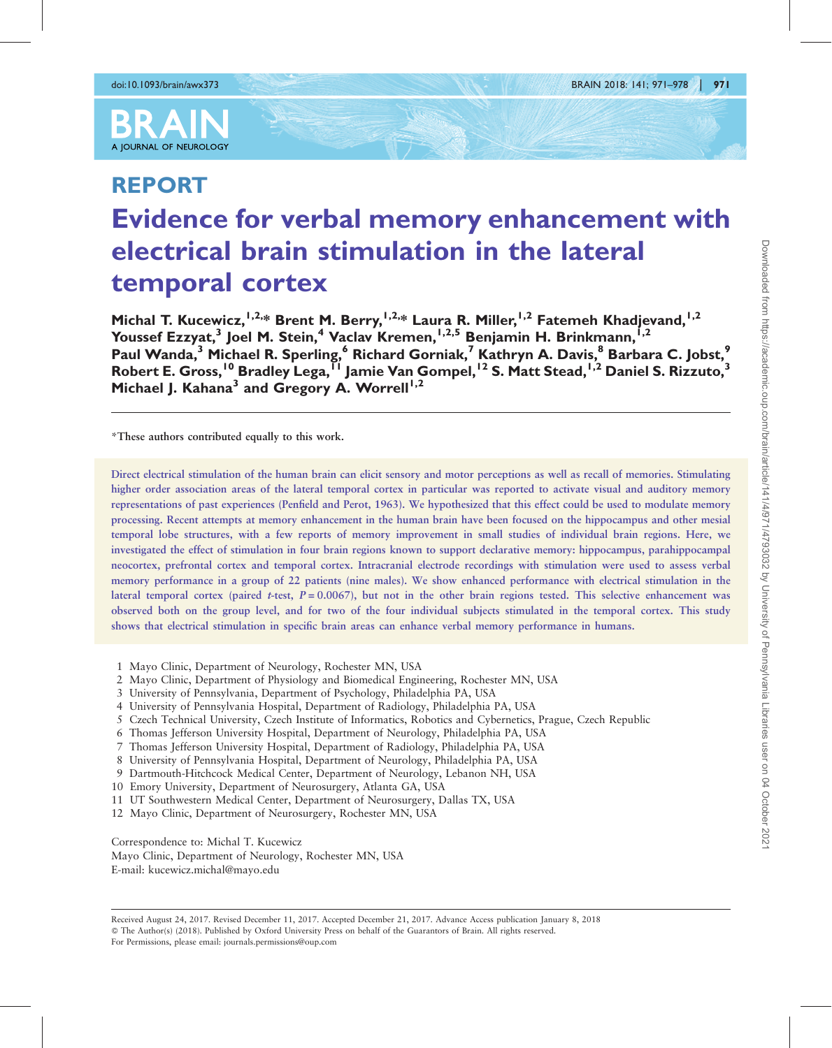REPORT

# Evidence for verbal memory enhancement with electrical brain stimulation in the lateral temporal cortex

Michal T. Kucewicz,[1,2,*] Brent M. Berry,[1,2,*] Laura R. Miller,[1,2] Fatemeh Khadjevand,[1,2] Youssef Ezzyat,[3] Joel M. Stein,[4] Vaclav Kremen,[1,2,5] Benjamin H. Brinkmann,[1,2] Paul Wanda,[3] Michael R. Sperling,[6] Richard Gorniak,[7] Kathryn A. Davis,[8] Barbara C. Jobst,[9] Robert E. Gross,[10] Bradley Lega,[11] Jamie Van Gompel,[12] S. Matt Stead,[1,2] Daniel S. Rizzuto,[3] Michael J. Kahana[3] and Gregory A. Worrell[1,2]

*These authors contributed equally to this work.

Direct electrical stimulation of the human brain can elicit sensory and motor perceptions as well as recall of memories. Stimulating higher order association areas of the lateral temporal cortex in particular was reported to activate visual and auditory memory representations of past experiences (Penfield and Perot, 1963). We hypothesized that this effect could be used to modulate memory processing. Recent attempts at memory enhancement in the human brain have been focused on the hippocampus and other mesial temporal lobe structures, with a few reports of memory improvement in small studies of individual brain regions. Here, we investigated the effect of stimulation in four brain regions known to support declarative memory: hippocampus, parahippocampal neocortex, prefrontal cortex and temporal cortex. Intracranial electrode recordings with stimulation were used to assess verbal memory performance in a group of 22 patients (nine males). We show enhanced performance with electrical stimulation in the lateral temporal cortex (paired *t*-test, $P = 0.0067$), but not in the other brain regions tested. This selective enhancement was observed both on the group level, and for two of the four individual subjects stimulated in the temporal cortex. This study shows that electrical stimulation in specific brain areas can enhance verbal memory performance in humans.

1 Mayo Clinic, Department of Neurology, Rochester MN, USA
2 Mayo Clinic, Department of Physiology and Biomedical Engineering, Rochester MN, USA
3 University of Pennsylvania, Department of Psychology, Philadelphia PA, USA
4 University of Pennsylvania Hospital, Department of Radiology, Philadelphia PA, USA
5 Czech Technical University, Czech Institute of Informatics, Robotics and Cybernetics, Prague, Czech Republic
6 Thomas Jefferson University Hospital, Department of Neurology, Philadelphia PA, USA
7 Thomas Jefferson University Hospital, Department of Radiology, Philadelphia PA, USA
8 University of Pennsylvania Hospital, Department of Neurology, Philadelphia PA, USA
9 Dartmouth-Hitchcock Medical Center, Department of Neurology, Lebanon NH, USA
10 Emory University, Department of Neurosurgery, Atlanta GA, USA
11 UT Southwestern Medical Center, Department of Neurosurgery, Dallas TX, USA
12 Mayo Clinic, Department of Neurosurgery, Rochester MN, USA

Correspondence to: Michal T. Kucewicz
Mayo Clinic, Department of Neurology, Rochester MN, USA
E-mail: kucewicz.michal@mayo.edu

Received August 24, 2017. Revised December 11, 2017. Accepted December 21, 2017. Advance Access publication January 8, 2018
© The Author(s) (2018). Published by Oxford University Press on behalf of the Guarantors of Brain. All rights reserved.
For Permissions, please email: journals.permissions@oup.com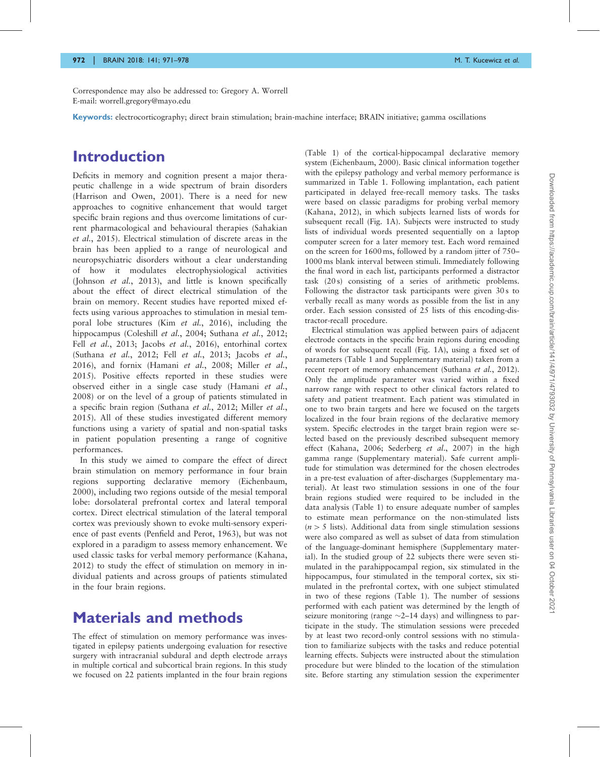Correspondence may also be addressed to: Gregory A. Worrell
E-mail: worrell.gregory@mayo.edu

**Keywords:** electrocorticography; direct brain stimulation; brain-machine interface; BRAIN initiative; gamma oscillations

# Introduction

Deficits in memory and cognition present a major therapeutic challenge in a wide spectrum of brain disorders (Harrison and Owen, 2001). There is a need for new approaches to cognitive enhancement that would target specific brain regions and thus overcome limitations of current pharmacological and behavioural therapies (Sahakian *et al.*, 2015). Electrical stimulation of discrete areas in the brain has been applied to a range of neurological and neuropsychiatric disorders without a clear understanding of how it modulates electrophysiological activities (Johnson *et al.*, 2013), and little is known specifically about the effect of direct electrical stimulation of the brain on memory. Recent studies have reported mixed effects using various approaches to stimulation in mesial temporal lobe structures (Kim *et al.*, 2016), including the hippocampus (Coleshill *et al.*, 2004; Suthana *et al.*, 2012; Fell *et al.*, 2013; Jacobs *et al.*, 2016), entorhinal cortex (Suthana *et al.*, 2012; Fell *et al.*, 2013; Jacobs *et al.*, 2016), and fornix (Hamani *et al.*, 2008; Miller *et al.*, 2015). Positive effects reported in these studies were observed either in a single case study (Hamani *et al.*, 2008) or on the level of a group of patients stimulated in a specific brain region (Suthana *et al.*, 2012; Miller *et al.*, 2015). All of these studies investigated different memory functions using a variety of spatial and non-spatial tasks in patient population presenting a range of cognitive performances.

In this study we aimed to compare the effect of direct brain stimulation on memory performance in four brain regions supporting declarative memory (Eichenbaum, 2000), including two regions outside of the mesial temporal lobe: dorsolateral prefrontal cortex and lateral temporal cortex. Direct electrical stimulation of the lateral temporal cortex was previously shown to evoke multi-sensory experience of past events (Penfield and Perot, 1963), but was not explored in a paradigm to assess memory enhancement. We used classic tasks for verbal memory performance (Kahana, 2012) to study the effect of stimulation on memory in individual patients and across groups of patients stimulated in the four brain regions.

# Materials and methods

The effect of stimulation on memory performance was investigated in epilepsy patients undergoing evaluation for resective surgery with intracranial subdural and depth electrode arrays in multiple cortical and subcortical brain regions. In this study we focused on 22 patients implanted in the four brain regions (Table 1) of the cortical-hippocampal declarative memory system (Eichenbaum, 2000). Basic clinical information together with the epilepsy pathology and verbal memory performance is summarized in Table 1. Following implantation, each patient participated in delayed free-recall memory tasks. The tasks were based on classic paradigms for probing verbal memory (Kahana, 2012), in which subjects learned lists of words for subsequent recall (Fig. 1A). Subjects were instructed to study lists of individual words presented sequentially on a laptop computer screen for a later memory test. Each word remained on the screen for 1600 ms, followed by a random jitter of 750–1000 ms blank interval between stimuli. Immediately following the final word in each list, participants performed a distractor task (20 s) consisting of a series of arithmetic problems. Following the distractor task participants were given 30 s to verbally recall as many words as possible from the list in any order. Each session consisted of 25 lists of this encoding-distractor-recall procedure.

Electrical stimulation was applied between pairs of adjacent electrode contacts in the specific brain regions during encoding of words for subsequent recall (Fig. 1A), using a fixed set of parameters (Table 1 and Supplementary material) taken from a recent report of memory enhancement (Suthana *et al.*, 2012). Only the amplitude parameter was varied within a fixed narrow range with respect to other clinical factors related to safety and patient treatment. Each patient was stimulated in one to two brain targets and here we focused on the targets localized in the four brain regions of the declarative memory system. Specific electrodes in the target brain region were selected based on the previously described subsequent memory effect (Kahana, 2006; Sederberg *et al.*, 2007) in the high gamma range (Supplementary material). Safe current amplitude for stimulation was determined for the chosen electrodes in a pre-test evaluation of after-discharges (Supplementary material). At least two stimulation sessions in one of the four brain regions studied were required to be included in the data analysis (Table 1) to ensure adequate number of samples to estimate mean performance on the non-stimulated lists ($n > 5$ lists). Additional data from single stimulation sessions were also compared as well as subset of data from stimulation of the language-dominant hemisphere (Supplementary material). In the studied group of 22 subjects there were seven stimulated in the parahippocampal region, six stimulated in the hippocampus, four stimulated in the temporal cortex, six stimulated in the prefrontal cortex, with one subject stimulated in two of these regions (Table 1). The number of sessions performed with each patient was determined by the length of seizure monitoring (range ~2–14 days) and willingness to participate in the study. The stimulation sessions were preceded by at least two record-only control sessions with no stimulation to familiarize subjects with the tasks and reduce potential learning effects. Subjects were instructed about the stimulation procedure but were blinded to the location of the stimulation site. Before starting any stimulation session the experimenter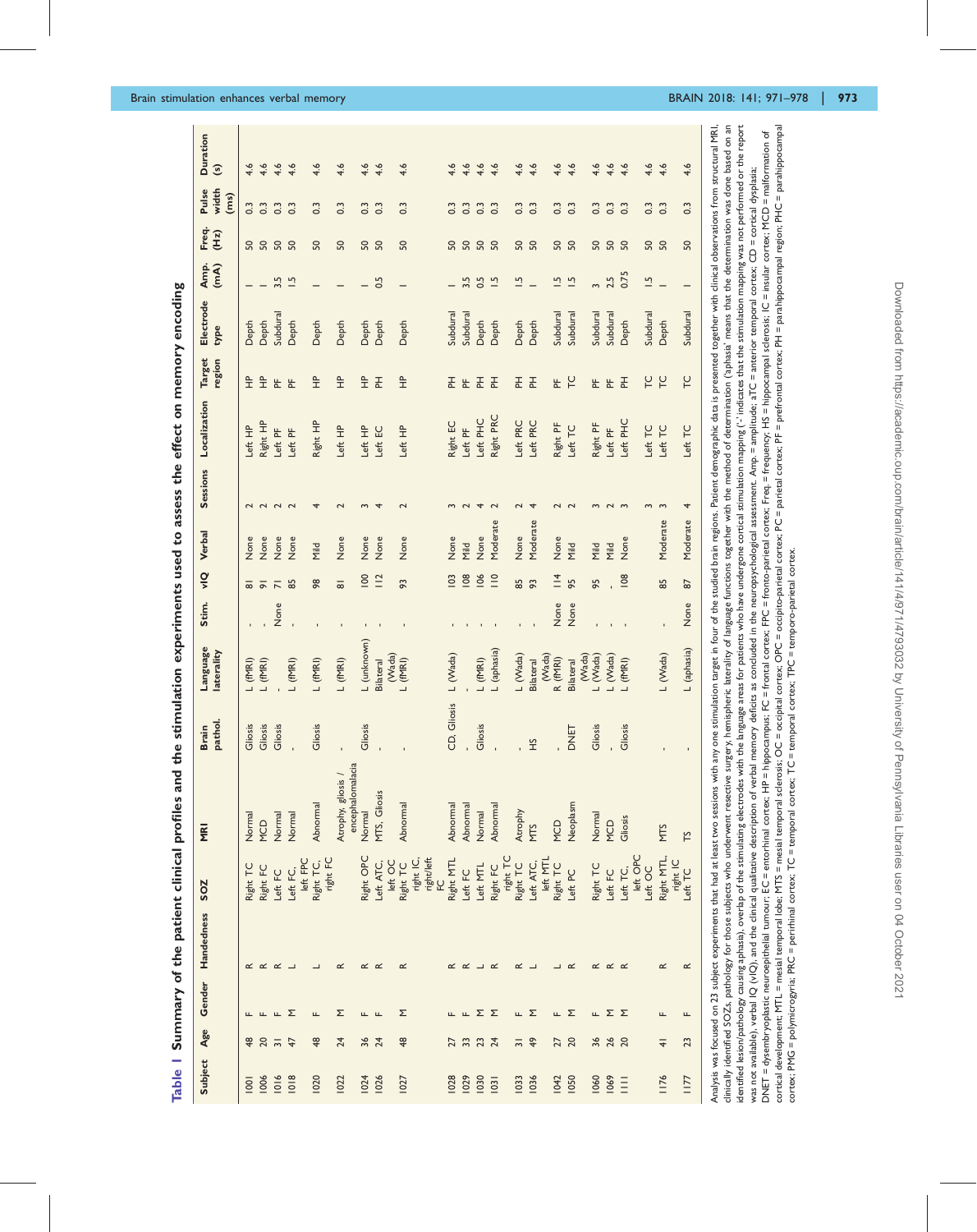**Table 1 Summary of the patient clinical profiles and the stimulation experiments used to assess the effect on memory encoding**

| Subject | Age | Gender | Handedness | SOZ | MRI | Brain pathol. | Language laterality | Stim. | vIQ | Verbal | Sessions | Localization | Target region | Electrode type | Amp. (mA) | Freq. (Hz) | Pulse width (ms) | Duration (s) |
|---|---|---|---|---|---|---|---|---|---|---|---|---|---|---|---|---|---|---|
| 1001 | 48 | F | R | Right TC | Normal | Gliosis | L (fMRI) | - | 81 | None | 2 | Left HP | HP | Depth | 1 | 50 | 0.3 | 4.6 |
| 1006 | 20 | F | R | Right FC | MCD | Gliosis | L (fMRI) | - | 91 | None | 2 | Right HP | HP | Depth | 1 | 50 | 0.3 | 4.6 |
| 1016 | 31 | F | R | Left FC | Normal | Gliosis | - | None | 71 | None | 2 | Left PF | PF | Subdural | 3.5 | 50 | 0.3 | 4.6 |
| 1018 | 47 | M | L | Left FC, left FPC | Normal | - | L (fMRI) | - | 85 | None | 2 | Left PF | PF | Depth | 1.5 | 50 | 0.3 | 4.6 |
| 1020 | 48 | F | L | Right TC, right FC | Abnormal | Gliosis | L (fMRI) | - | 98 | Mild | 4 | Right HP | HP | Depth | 1 | 50 | 0.3 | 4.6 |
| 1022 | 24 | M | R | | Atrophy, gliosis / encephalomalacia | - | L (fMRI) | - | 81 | None | 2 | Left HP | HP | Depth | 1 | 50 | 0.3 | 4.6 |
| 1024 | 36 | F | R | Right OPC | Normal | Gliosis | L (unknown) | - | 100 | None | 3 | Left HP | HP | Depth | 1 | 50 | 0.3 | 4.6 |
| 1026 | 24 | F | R | Left ATC, left OC | MTS, Gliosis | - | Bilateral (Wada) | - | 112 | None | 4 | Left EC | PH | Depth | 0.5 | 50 | 0.3 | 4.6 |
| 1027 | 48 | M | R | Right TC right IC, right/left FC | Abnormal | - | L (fMRI) | - | 93 | None | 2 | Left HP | HP | Depth | 1 | 50 | 0.3 | 4.6 |
| 1028 | 27 | F | R | Right MTL | Abnormal | CD, Gliosis | L (Wada) | - | 103 | None | 3 | Right EC | PH | Subdural | 1 | 50 | 0.3 | 4.6 |
| 1029 | 33 | F | R | Left FC | Abnormal | - | - | - | 108 | Mild | 2 | Left PF | PF | Subdural | 3.5 | 50 | 0.3 | 4.6 |
| 1030 | 23 | M | L | Left MTL | Normal | Gliosis | L (fMRI) | - | 106 | None | 4 | Left PHC | PH | Depth | 0.5 | 50 | 0.3 | 4.6 |
| 1031 | 24 | M | R | Right FC right TC | Abnormal | - | L (aphasia) | - | 110 | Moderate | 2 | Right PRC | PH | Depth | 1.5 | 50 | 0.3 | 4.6 |
| 1033 | 31 | F | R | Right TC | Atrophy | - | L (Wada) | - | 85 | None | 2 | Left PRC | PH | Depth | 1.5 | 50 | 0.3 | 4.6 |
| 1036 | 49 | M | L | Left ATC, left MTL | MTS | HS | Bilateral (Wada) | - | 93 | Moderate | 4 | Left PRC | PH | Depth | 1 | 50 | 0.3 | 4.6 |
| 1042 | 27 | F | L | Right TC | MCD | - | R (fMRI) | None | 114 | None | 2 | Right PF | PF | Subdural | 1.5 | 50 | 0.3 | 4.6 |
| 1050 | 20 | M | R | Left PC | Neoplasm | DNET | Bilateral (Wada) | None | 95 | Mild | 2 | Left TC | TC | Subdural | 1.5 | 50 | 0.3 | 4.6 |
| 1060 | 36 | F | R | Right TC | Normal | Gliosis | L (Wada) | - | 95 | Mild | 3 | Right PF | PF | Subdural | 3 | 50 | 0.3 | 4.6 |
| 1069 | 26 | M | R | Left FC | MCD | - | L (Wada) | - | - | Mild | 2 | Left PF | PF | Subdural | 2.5 | 50 | 0.3 | 4.6 |
| 1111 | 20 | M | R | Left TC, left OPC | Gliosis | Gliosis | L (fMRI) | - | 108 | None | 3 | Left PHC | PH | Depth | 0.75 | 50 | 0.3 | 4.6 |
| 1176 | 41 | F | R | Left OC Right MTL, right IC | MTS | - | L (Wada) | - | 85 | Moderate | 3 | Left TC | TC | Subdural | 1.5 | 50 | 0.3 | 4.6 |
| | | | | | | | | | | | 3 | Left TC | TC | Depth | 1 | 50 | 0.3 | 4.6 |
| 1177 | 23 | F | R | Left TC | TS | - | L (aphasia) | None | 87 | Moderate | 4 | Left TC | TC | Subdural | 1 | 50 | 0.3 | 4.6 |

Analysis was focused on 23 subject experiments that had at least two sessions with any one stimulation target in four of the studied brain regions. Patient demographic data is presented together with clinical observations from structural MRI, clinically identified SOZs, pathology for those subjects who underwent resective surgery, hemispheric laterality of language functions together with the method of determination ('aphasia' means that the determination was done based on an identified lesion/pathology causing aphasia), overlap of the stimulating electrodes with the language areas for patients who have undergone cortical stimulation mapping ('-' indicates that the stimulation mapping was not performed or the report was not available), verbal IQ (vIQ), and the clinical qualitative description of verbal memory deficits as concluded in the neuropsychological assessment. Amp. = amplitude; aTC = anterior temporal cortex; CD = cortical dysplasia; DNET = dysembryoplastic neuroepithelial tumour; EC = entorhinal cortex; HP = hippocampus; FC = frontal cortex; FPC = fronto-parietal cortex; Freq. = frequency; HS = hippocampal sclerosis; IC = insular cortex; MCD = malformation of cortical development; MTL = mesial temporal lobe; MTS = mesial temporal sclerosis; OC = occipital cortex; OPC = occipito-parietal cortex; PC = parietal cortex; PF = prefrontal cortex; PH = parahippocampal region; PHC = parahippocampal cortex; PMG = polymicrogyria; PRC = perirhinal cortex; TC = temporal cortex; TPC = temporo-parietal cortex.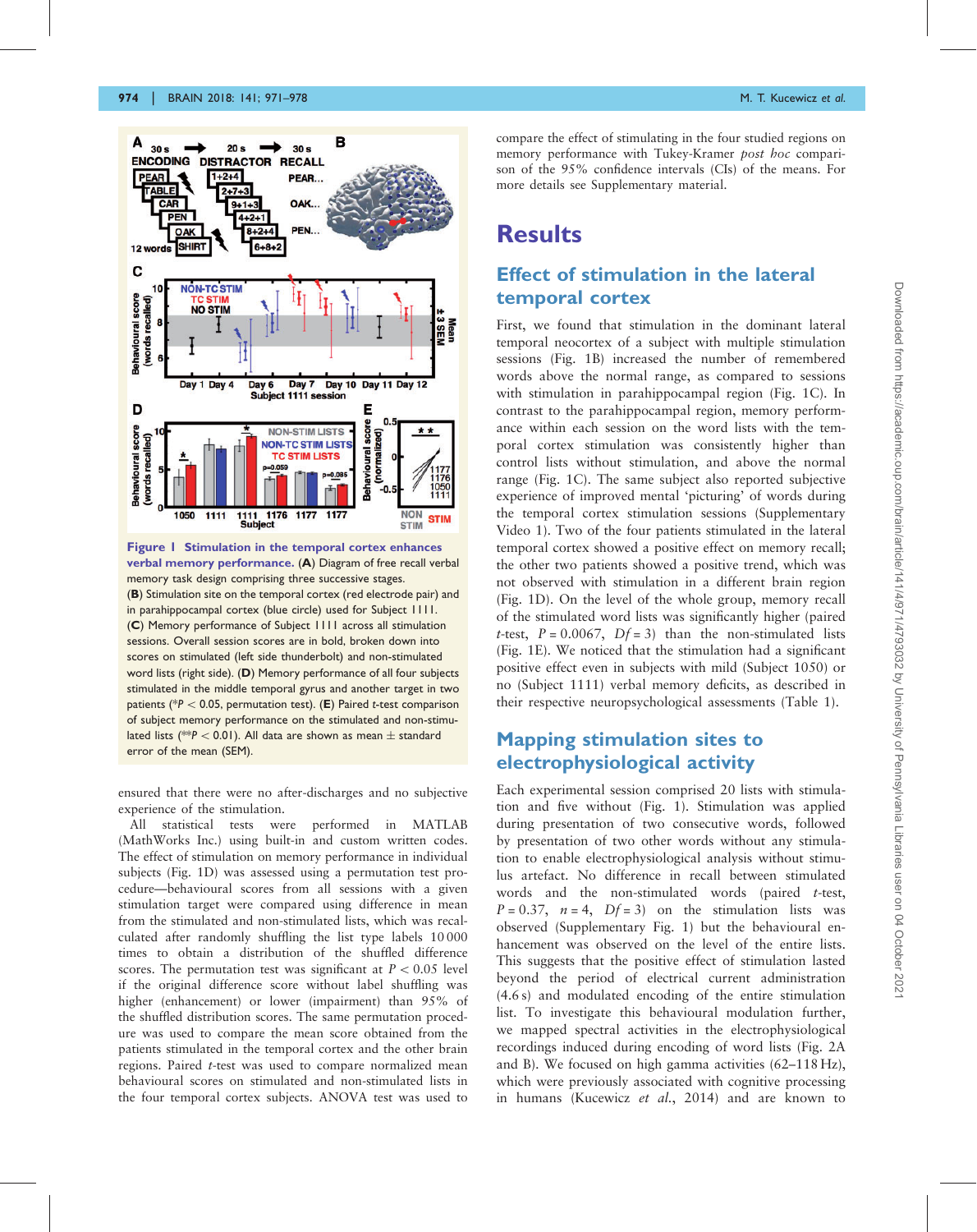**Figure 1 Stimulation in the temporal cortex enhances verbal memory performance.** (**A**) Diagram of free recall verbal memory task design comprising three successive stages. (**B**) Stimulation site on the temporal cortex (red electrode pair) and in parahippocampal cortex (blue circle) used for Subject 1111. (**C**) Memory performance of Subject 1111 across all stimulation sessions. Overall session scores are in bold, broken down into scores on stimulated (left side thunderbolt) and non-stimulated word lists (right side). (**D**) Memory performance of all four subjects stimulated in the middle temporal gyrus and another target in two patients (*$P < 0.05$, permutation test). (**E**) Paired *t*-test comparison of subject memory performance on the stimulated and non-stimulated lists (**$P < 0.01$). All data are shown as mean ± standard error of the mean (SEM).

ensured that there were no after-discharges and no subjective experience of the stimulation.

All statistical tests were performed in MATLAB (MathWorks Inc.) using built-in and custom written codes. The effect of stimulation on memory performance in individual subjects (Fig. 1D) was assessed using a permutation test procedure—behavioural scores from all sessions with a given stimulation target were compared using difference in mean from the stimulated and non-stimulated lists, which was recalculated after randomly shuffling the list type labels 10 000 times to obtain a distribution of the shuffled difference scores. The permutation test was significant at $P < 0.05$ level if the original difference score without label shuffling was higher (enhancement) or lower (impairment) than 95% of the shuffled distribution scores. The same permutation procedure was used to compare the mean score obtained from the patients stimulated in the temporal cortex and the other brain regions. Paired *t*-test was used to compare normalized mean behavioural scores on stimulated and non-stimulated lists in the four temporal cortex subjects. ANOVA test was used to compare the effect of stimulating in the four studied regions on memory performance with Tukey-Kramer *post hoc* comparison of the 95% confidence intervals (CIs) of the means. For more details see Supplementary material.

# Results

## Effect of stimulation in the lateral temporal cortex

First, we found that stimulation in the dominant lateral temporal neocortex of a subject with multiple stimulation sessions (Fig. 1B) increased the number of remembered words above the normal range, as compared to sessions with stimulation in parahippocampal region (Fig. 1C). In contrast to the parahippocampal region, memory performance within each session on the word lists with the temporal cortex stimulation was consistently higher than control lists without stimulation, and above the normal range (Fig. 1C). The same subject also reported subjective experience of improved mental 'picturing' of words during the temporal cortex stimulation sessions (Supplementary Video 1). Two of the four patients stimulated in the lateral temporal cortex showed a positive effect on memory recall; the other two patients showed a positive trend, which was not observed with stimulation in a different brain region (Fig. 1D). On the level of the whole group, memory recall of the stimulated word lists was significantly higher (paired *t*-test, $P = 0.0067$, $Df = 3$) than the non-stimulated lists (Fig. 1E). We noticed that the stimulation had a significant positive effect even in subjects with mild (Subject 1050) or no (Subject 1111) verbal memory deficits, as described in their respective neuropsychological assessments (Table 1).

## Mapping stimulation sites to electrophysiological activity

Each experimental session comprised 20 lists with stimulation and five without (Fig. 1). Stimulation was applied during presentation of two consecutive words, followed by presentation of two other words without any stimulation to enable electrophysiological analysis without stimulus artefact. No difference in recall between stimulated words and the non-stimulated words (paired *t*-test, $P = 0.37$, $n = 4$, $Df = 3$) on the stimulation lists was observed (Supplementary Fig. 1) but the behavioural enhancement was observed on the level of the entire lists. This suggests that the positive effect of stimulation lasted beyond the period of electrical current administration (4.6 s) and modulated encoding of the entire stimulation list. To investigate this behavioural modulation further, we mapped spectral activities in the electrophysiological recordings induced during encoding of word lists (Fig. 2A and B). We focused on high gamma activities (62–118 Hz), which were previously associated with cognitive processing in humans (Kucewicz *et al.*, 2014) and are known to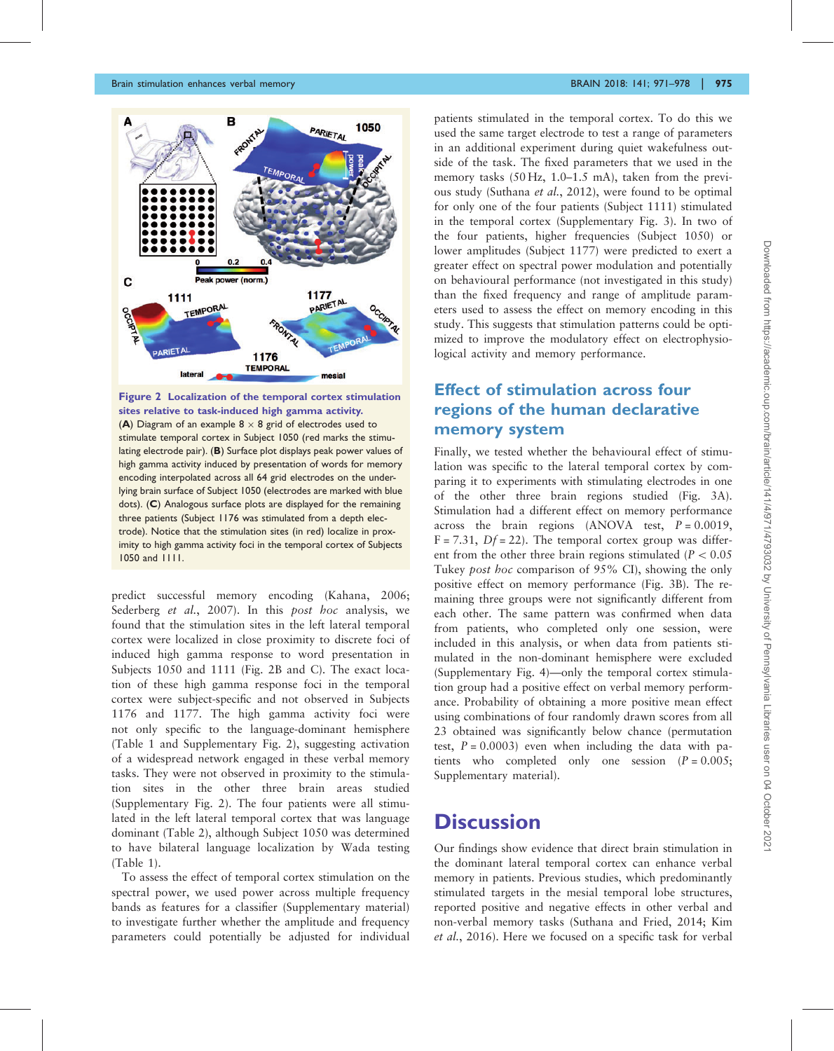Figure 2 **Localization of the temporal cortex stimulation sites relative to task-induced high gamma activity.** (**A**) Diagram of an example 8 × 8 grid of electrodes used to stimulate temporal cortex in Subject 1050 (red marks the stimulating electrode pair). (**B**) Surface plot displays peak power values of high gamma activity induced by presentation of words for memory encoding interpolated across all 64 grid electrodes on the underlying brain surface of Subject 1050 (electrodes are marked with blue dots). (**C**) Analogous surface plots are displayed for the remaining three patients (Subject 1176 was stimulated from a depth electrode). Notice that the stimulation sites (in red) localize in proximity to high gamma activity foci in the temporal cortex of Subjects 1050 and 1111.

predict successful memory encoding (Kahana, 2006; Sederberg *et al.*, 2007). In this *post hoc* analysis, we found that the stimulation sites in the left lateral temporal cortex were localized in close proximity to discrete foci of induced high gamma response to word presentation in Subjects 1050 and 1111 (Fig. 2B and C). The exact location of these high gamma response foci in the temporal cortex were subject-specific and not observed in Subjects 1176 and 1177. The high gamma activity foci were not only specific to the language-dominant hemisphere (Table 1 and Supplementary Fig. 2), suggesting activation of a widespread network engaged in these verbal memory tasks. They were not observed in proximity to the stimulation sites in the other three brain areas studied (Supplementary Fig. 2). The four patients were all stimulated in the left lateral temporal cortex that was language dominant (Table 2), although Subject 1050 was determined to have bilateral language localization by Wada testing (Table 1).

To assess the effect of temporal cortex stimulation on the spectral power, we used power across multiple frequency bands as features for a classifier (Supplementary material) to investigate further whether the amplitude and frequency parameters could potentially be adjusted for individual patients stimulated in the temporal cortex. To do this we used the same target electrode to test a range of parameters in an additional experiment during quiet wakefulness outside of the task. The fixed parameters that we used in the memory tasks (50 Hz, 1.0–1.5 mA), taken from the previous study (Suthana *et al.*, 2012), were found to be optimal for only one of the four patients (Subject 1111) stimulated in the temporal cortex (Supplementary Fig. 3). In two of the four patients, higher frequencies (Subject 1050) or lower amplitudes (Subject 1177) were predicted to exert a greater effect on spectral power modulation and potentially on behavioural performance (not investigated in this study) than the fixed frequency and range of amplitude parameters used to assess the effect on memory encoding in this study. This suggests that stimulation patterns could be optimized to improve the modulatory effect on electrophysiological activity and memory performance.

## Effect of stimulation across four regions of the human declarative memory system

Finally, we tested whether the behavioural effect of stimulation was specific to the lateral temporal cortex by comparing it to experiments with stimulating electrodes in one of the other three brain regions studied (Fig. 3A). Stimulation had a different effect on memory performance across the brain regions (ANOVA test, $P = 0.0019$, $F = 7.31$, $Df = 22$). The temporal cortex group was different from the other three brain regions stimulated ($P < 0.05$ Tukey *post hoc* comparison of 95% CI), showing the only positive effect on memory performance (Fig. 3B). The remaining three groups were not significantly different from each other. The same pattern was confirmed when data from patients, who completed only one session, were included in this analysis, or when data from patients stimulated in the non-dominant hemisphere were excluded (Supplementary Fig. 4)—only the temporal cortex stimulation group had a positive effect on verbal memory performance. Probability of obtaining a more positive mean effect using combinations of four randomly drawn scores from all 23 obtained was significantly below chance (permutation test, $P = 0.0003$) even when including the data with patients who completed only one session ($P = 0.005$; Supplementary material).

# Discussion

Our findings show evidence that direct brain stimulation in the dominant lateral temporal cortex can enhance verbal memory in patients. Previous studies, which predominantly stimulated targets in the mesial temporal lobe structures, reported positive and negative effects in either verbal and non-verbal memory tasks (Suthana and Fried, 2014; Kim *et al.*, 2016). Here we focused on a specific task for verbal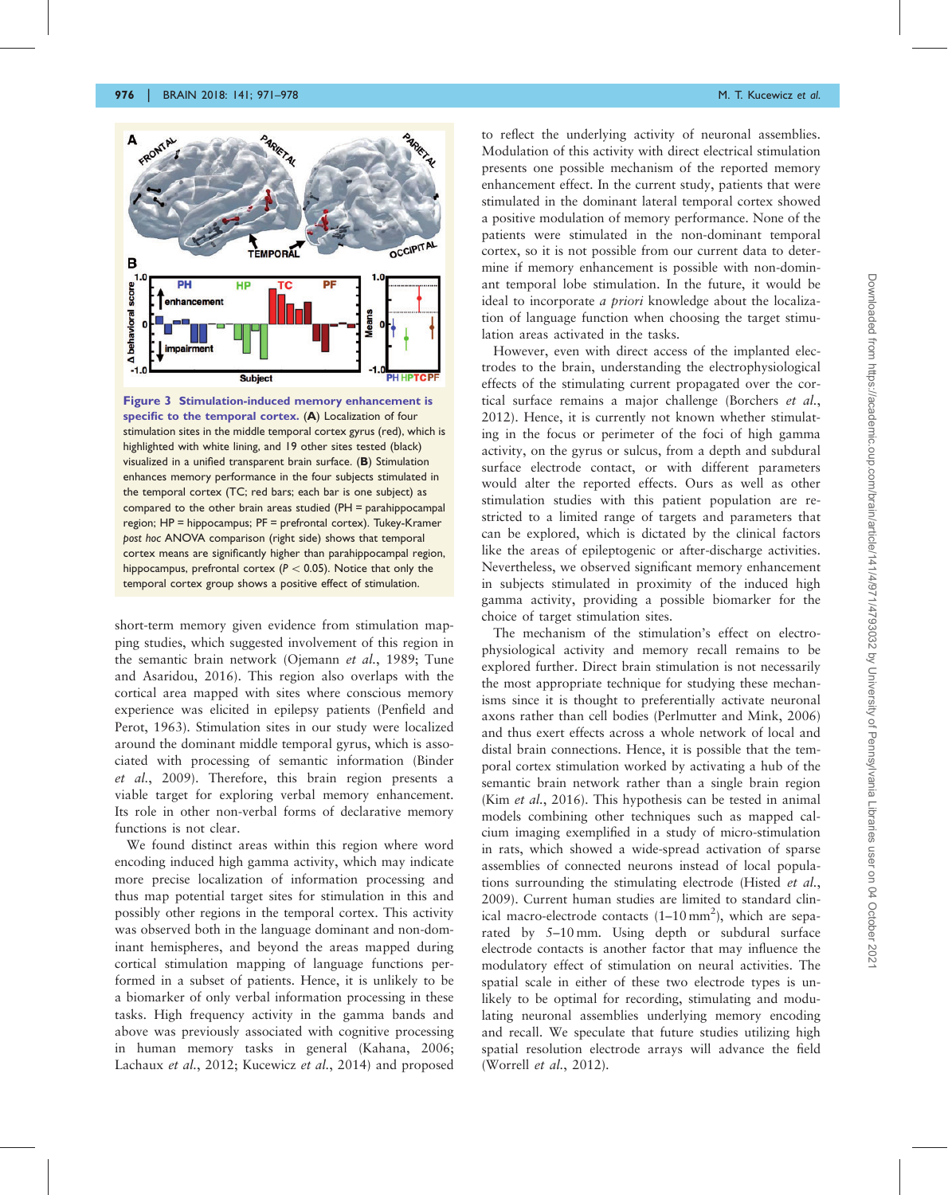**Figure 3 Stimulation-induced memory enhancement is specific to the temporal cortex.** (**A**) Localization of four stimulation sites in the middle temporal cortex gyrus (red), which is highlighted with white lining, and 19 other sites tested (black) visualized in a unified transparent brain surface. (**B**) Stimulation enhances memory performance in the four subjects stimulated in the temporal cortex (TC; red bars; each bar is one subject) as compared to the other brain areas studied (PH = parahippocampal region; HP = hippocampus; PF = prefrontal cortex). Tukey-Kramer *post hoc* ANOVA comparison (right side) shows that temporal cortex means are significantly higher than parahippocampal region, hippocampus, prefrontal cortex ($P < 0.05$). Notice that only the temporal cortex group shows a positive effect of stimulation.

short-term memory given evidence from stimulation mapping studies, which suggested involvement of this region in the semantic brain network (Ojemann *et al.*, 1989; Tune and Asaridou, 2016). This region also overlaps with the cortical area mapped with sites where conscious memory experience was elicited in epilepsy patients (Penfield and Perot, 1963). Stimulation sites in our study were localized around the dominant middle temporal gyrus, which is associated with processing of semantic information (Binder *et al.*, 2009). Therefore, this brain region presents a viable target for exploring verbal memory enhancement. Its role in other non-verbal forms of declarative memory functions is not clear.

We found distinct areas within this region where word encoding induced high gamma activity, which may indicate more precise localization of information processing and thus map potential target sites for stimulation in this and possibly other regions in the temporal cortex. This activity was observed both in the language dominant and non-dominant hemispheres, and beyond the areas mapped during cortical stimulation mapping of language functions performed in a subset of patients. Hence, it is unlikely to be a biomarker of only verbal information processing in these tasks. High frequency activity in the gamma bands and above was previously associated with cognitive processing in human memory tasks in general (Kahana, 2006; Lachaux *et al.*, 2012; Kucewicz *et al.*, 2014) and proposed to reflect the underlying activity of neuronal assemblies. Modulation of this activity with direct electrical stimulation presents one possible mechanism of the reported memory enhancement effect. In the current study, patients that were stimulated in the dominant lateral temporal cortex showed a positive modulation of memory performance. None of the patients were stimulated in the non-dominant temporal cortex, so it is not possible from our current data to determine if memory enhancement is possible with non-dominant temporal lobe stimulation. In the future, it would be ideal to incorporate *a priori* knowledge about the localization of language function when choosing the target stimulation areas activated in the tasks.

However, even with direct access of the implanted electrodes to the brain, understanding the electrophysiological effects of the stimulating current propagated over the cortical surface remains a major challenge (Borchers *et al.*, 2012). Hence, it is currently not known whether stimulating in the focus or perimeter of the foci of high gamma activity, on the gyrus or sulcus, from a depth and subdural surface electrode contact, or with different parameters would alter the reported effects. Ours as well as other stimulation studies with this patient population are restricted to a limited range of targets and parameters that can be explored, which is dictated by the clinical factors like the areas of epileptogenic or after-discharge activities. Nevertheless, we observed significant memory enhancement in subjects stimulated in proximity of the induced high gamma activity, providing a possible biomarker for the choice of target stimulation sites.

The mechanism of the stimulation's effect on electrophysiological activity and memory recall remains to be explored further. Direct brain stimulation is not necessarily the most appropriate technique for studying these mechanisms since it is thought to preferentially activate neuronal axons rather than cell bodies (Perlmutter and Mink, 2006) and thus exert effects across a whole network of local and distal brain connections. Hence, it is possible that the temporal cortex stimulation worked by activating a hub of the semantic brain network rather than a single brain region (Kim *et al.*, 2016). This hypothesis can be tested in animal models combining other techniques such as mapped calcium imaging exemplified in a study of micro-stimulation in rats, which showed a wide-spread activation of sparse assemblies of connected neurons instead of local populations surrounding the stimulating electrode (Histed *et al.*, 2009). Current human studies are limited to standard clinical macro-electrode contacts (1–10 $mm^2$), which are separated by 5–10 mm. Using depth or subdural surface electrode contacts is another factor that may influence the modulatory effect of stimulation on neural activities. The spatial scale in either of these two electrode types is unlikely to be optimal for recording, stimulating and modulating neuronal assemblies underlying memory encoding and recall. We speculate that future studies utilizing high spatial resolution electrode arrays will advance the field (Worrell *et al.*, 2012).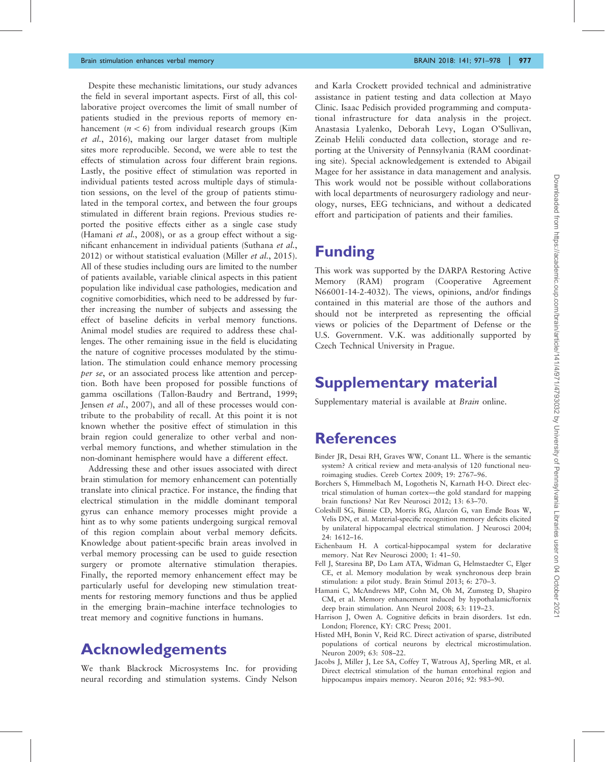Despite these mechanistic limitations, our study advances the field in several important aspects. First of all, this collaborative project overcomes the limit of small number of patients studied in the previous reports of memory enhancement ($n < 6$) from individual research groups (Kim *et al.*, 2016), making our larger dataset from multiple sites more reproducible. Second, we were able to test the effects of stimulation across four different brain regions. Lastly, the positive effect of stimulation was reported in individual patients tested across multiple days of stimulation sessions, on the level of the group of patients stimulated in the temporal cortex, and between the four groups stimulated in different brain regions. Previous studies reported the positive effects either as a single case study (Hamani *et al.*, 2008), or as a group effect without a significant enhancement in individual patients (Suthana *et al.*, 2012) or without statistical evaluation (Miller *et al.*, 2015). All of these studies including ours are limited to the number of patients available, variable clinical aspects in this patient population like individual case pathologies, medication and cognitive comorbidities, which need to be addressed by further increasing the number of subjects and assessing the effect of baseline deficits in verbal memory functions. Animal model studies are required to address these challenges. The other remaining issue in the field is elucidating the nature of cognitive processes modulated by the stimulation. The stimulation could enhance memory processing *per se*, or an associated process like attention and perception. Both have been proposed for possible functions of gamma oscillations (Tallon-Baudry and Bertrand, 1999; Jensen *et al.*, 2007), and all of these processes would contribute to the probability of recall. At this point it is not known whether the positive effect of stimulation in this brain region could generalize to other verbal and nonverbal memory functions, and whether stimulation in the non-dominant hemisphere would have a different effect.

Addressing these and other issues associated with direct brain stimulation for memory enhancement can potentially translate into clinical practice. For instance, the finding that electrical stimulation in the middle dominant temporal gyrus can enhance memory processes might provide a hint as to why some patients undergoing surgical removal of this region complain about verbal memory deficits. Knowledge about patient-specific brain areas involved in verbal memory processing can be used to guide resection surgery or promote alternative stimulation therapies. Finally, the reported memory enhancement effect may be particularly useful for developing new stimulation treatments for restoring memory functions and thus be applied in the emerging brain–machine interface technologies to treat memory and cognitive functions in humans.

# Acknowledgements

We thank Blackrock Microsystems Inc. for providing neural recording and stimulation systems. Cindy Nelson and Karla Crockett provided technical and administrative assistance in patient testing and data collection at Mayo Clinic. Isaac Pedisich provided programming and computational infrastructure for data analysis in the project. Anastasia Lyalenko, Deborah Levy, Logan O'Sullivan, Zeinab Helili conducted data collection, storage and reporting at the University of Pennsylvania (RAM coordinating site). Special acknowledgement is extended to Abigail Magee for her assistance in data management and analysis. This work would not be possible without collaborations with local departments of neurosurgery radiology and neurology, nurses, EEG technicians, and without a dedicated effort and participation of patients and their families.

# Funding

This work was supported by the DARPA Restoring Active Memory (RAM) program (Cooperative Agreement N66001-14-2-4032). The views, opinions, and/or findings contained in this material are those of the authors and should not be interpreted as representing the official views or policies of the Department of Defense or the U.S. Government. V.K. was additionally supported by Czech Technical University in Prague.

# Supplementary material

Supplementary material is available at *Brain* online.

# References

Binder JR, Desai RH, Graves WW, Conant LL. Where is the semantic system? A critical review and meta-analysis of 120 functional neuroimaging studies. Cereb Cortex 2009; 19: 2767–96.

Borchers S, Himmelbach M, Logothetis N, Karnath H-O. Direct electrical stimulation of human cortex—the gold standard for mapping brain functions? Nat Rev Neurosci 2012; 13: 63–70.

Coleshill SG, Binnie CD, Morris RG, Alarcón G, van Emde Boas W, Velis DN, et al. Material-specific recognition memory deficits elicited by unilateral hippocampal electrical stimulation. J Neurosci 2004; 24: 1612–16.

Eichenbaum H. A cortical-hippocampal system for declarative memory. Nat Rev Neurosci 2000; 1: 41–50.

Fell J, Staresina BP, Do Lam ATA, Widman G, Helmstaedter C, Elger CE, et al. Memory modulation by weak synchronous deep brain stimulation: a pilot study. Brain Stimul 2013; 6: 270–3.

Hamani C, McAndrews MP, Cohn M, Oh M, Zumsteg D, Shapiro CM, et al. Memory enhancement induced by hypothalamic/fornix deep brain stimulation. Ann Neurol 2008; 63: 119–23.

Harrison J, Owen A. Cognitive deficits in brain disorders. 1st edn. London; Florence, KY: CRC Press; 2001.

Histed MH, Bonin V, Reid RC. Direct activation of sparse, distributed populations of cortical neurons by electrical microstimulation. Neuron 2009; 63: 508–22.

Jacobs J, Miller J, Lee SA, Coffey T, Watrous AJ, Sperling MR, et al. Direct electrical stimulation of the human entorhinal region and hippocampus impairs memory. Neuron 2016; 92: 983–90.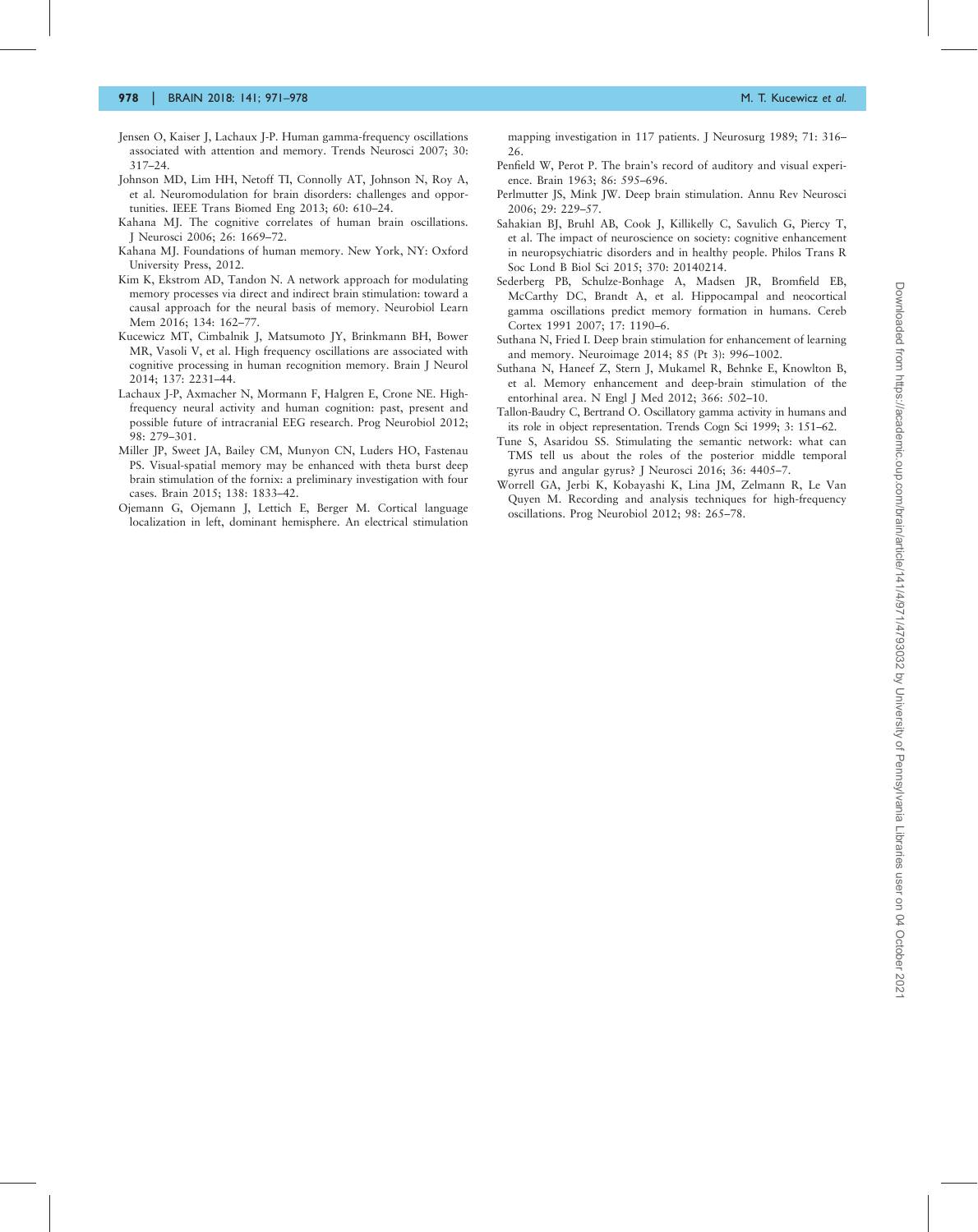Jensen O, Kaiser J, Lachaux J-P. Human gamma-frequency oscillations associated with attention and memory. Trends Neurosci 2007; 30: 317–24.

Johnson MD, Lim HH, Netoff TI, Connolly AT, Johnson N, Roy A, et al. Neuromodulation for brain disorders: challenges and opportunities. IEEE Trans Biomed Eng 2013; 60: 610–24.

Kahana MJ. The cognitive correlates of human brain oscillations. J Neurosci 2006; 26: 1669–72.

Kahana MJ. Foundations of human memory. New York, NY: Oxford University Press, 2012.

Kim K, Ekstrom AD, Tandon N. A network approach for modulating memory processes via direct and indirect brain stimulation: toward a causal approach for the neural basis of memory. Neurobiol Learn Mem 2016; 134: 162–77.

Kucewicz MT, Cimbalnik J, Matsumoto JY, Brinkmann BH, Bower MR, Vasoli V, et al. High frequency oscillations are associated with cognitive processing in human recognition memory. Brain J Neurol 2014; 137: 2231–44.

Lachaux J-P, Axmacher N, Mormann F, Halgren E, Crone NE. High-frequency neural activity and human cognition: past, present and possible future of intracranial EEG research. Prog Neurobiol 2012; 98: 279–301.

Miller JP, Sweet JA, Bailey CM, Munyon CN, Luders HO, Fastenau PS. Visual-spatial memory may be enhanced with theta burst deep brain stimulation of the fornix: a preliminary investigation with four cases. Brain 2015; 138: 1833–42.

Ojemann G, Ojemann J, Lettich E, Berger M. Cortical language localization in left, dominant hemisphere. An electrical stimulation mapping investigation in 117 patients. J Neurosurg 1989; 71: 316–26.

Penfield W, Perot P. The brain's record of auditory and visual experience. Brain 1963; 86: 595–696.

Perlmutter JS, Mink JW. Deep brain stimulation. Annu Rev Neurosci 2006; 29: 229–57.

Sahakian BJ, Bruhl AB, Cook J, Killikelly C, Savulich G, Piercy T, et al. The impact of neuroscience on society: cognitive enhancement in neuropsychiatric disorders and in healthy people. Philos Trans R Soc Lond B Biol Sci 2015; 370: 20140214.

Sederberg PB, Schulze-Bonhage A, Madsen JR, Bromfield EB, McCarthy DC, Brandt A, et al. Hippocampal and neocortical gamma oscillations predict memory formation in humans. Cereb Cortex 1991 2007; 17: 1190–6.

Suthana N, Fried I. Deep brain stimulation for enhancement of learning and memory. Neuroimage 2014; 85 (Pt 3): 996–1002.

Suthana N, Haneef Z, Stern J, Mukamel R, Behnke E, Knowlton B, et al. Memory enhancement and deep-brain stimulation of the entorhinal area. N Engl J Med 2012; 366: 502–10.

Tallon-Baudry C, Bertrand O. Oscillatory gamma activity in humans and its role in object representation. Trends Cogn Sci 1999; 3: 151–62.

Tune S, Asaridou SS. Stimulating the semantic network: what can TMS tell us about the roles of the posterior middle temporal gyrus and angular gyrus? J Neurosci 2016; 36: 4405–7.

Worrell GA, Jerbi K, Kobayashi K, Lina JM, Zelmann R, Le Van Quyen M. Recording and analysis techniques for high-frequency oscillations. Prog Neurobiol 2012; 98: 265–78.